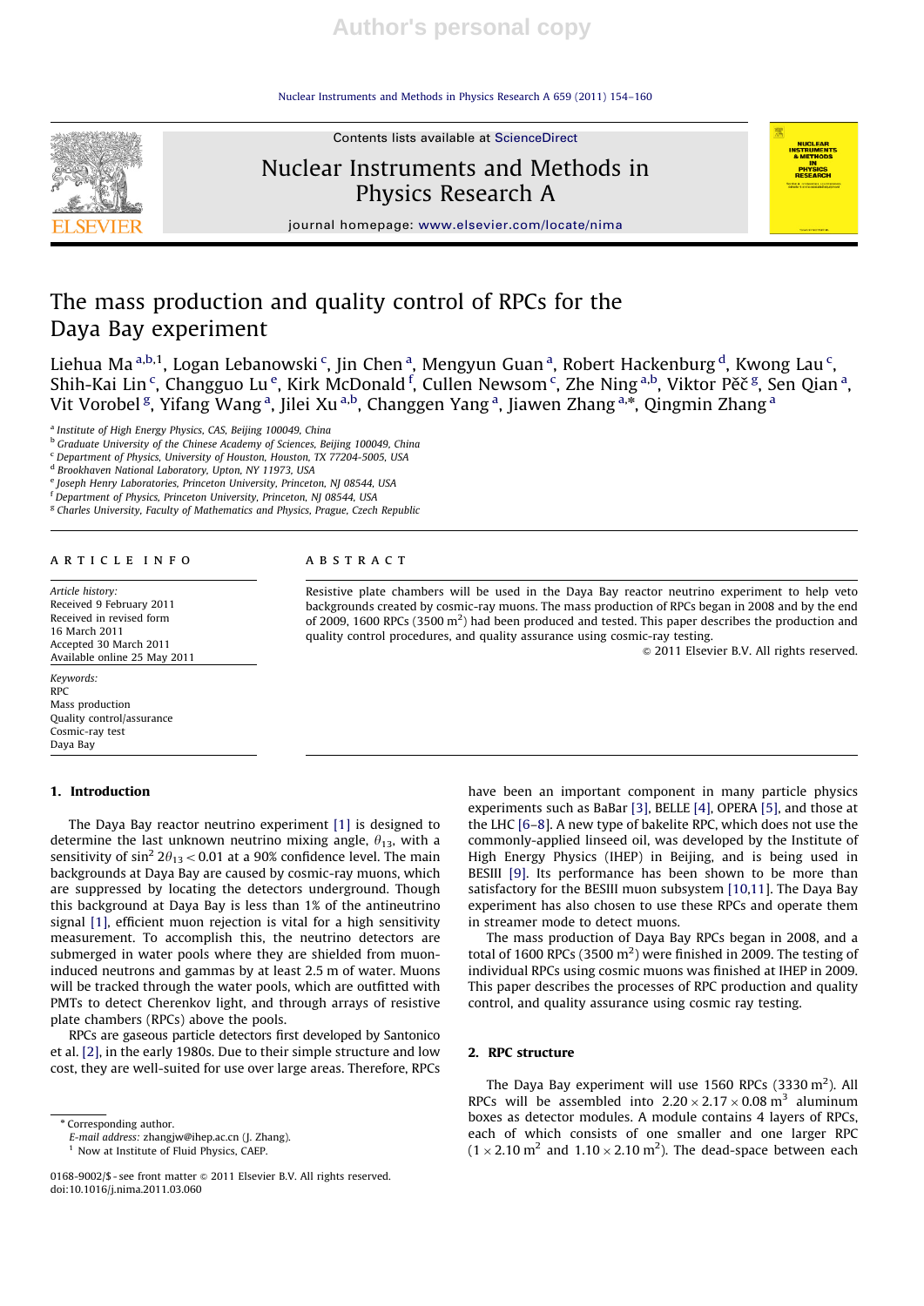# The mass production and quality control of RPCs for the Daya Bay experiment

Liehua Ma [a,b,1], Logan Lebanowski [c], Jin Chen [a], Mengyun Guan [a], Robert Hackenburg [d], Kwong Lau [c], Shih-Kai Lin [c], Changguo Lu [e], Kirk McDonald [f], Cullen Newsom [c], Zhe Ning [a,b], Viktor Pěč [g], Sen Qian [a], Vit Vorobel [g], Yifang Wang [a], Jilei Xu [a,b], Changgen Yang [a], Jiawen Zhang [a,*], Qingmin Zhang [a]

[a] Institute of High Energy Physics, CAS, Beijing 100049, China
[b] Graduate University of the Chinese Academy of Sciences, Beijing 100049, China
[c] Department of Physics, University of Houston, Houston, TX 77204-5005, USA
[d] Brookhaven National Laboratory, Upton, NY 11973, USA
[e] Joseph Henry Laboratories, Princeton University, Princeton, NJ 08544, USA
[f] Department of Physics, Princeton University, Princeton, NJ 08544, USA
[g] Charles University, Faculty of Mathematics and Physics, Prague, Czech Republic

## ARTICLE INFO

*Article history:*
Received 9 February 2011
Received in revised form
16 March 2011
Accepted 30 March 2011
Available online 25 May 2011

*Keywords:*
RPC
Mass production
Quality control/assurance
Cosmic-ray test
Daya Bay

## ABSTRACT

Resistive plate chambers will be used in the Daya Bay reactor neutrino experiment to help veto backgrounds created by cosmic-ray muons. The mass production of RPCs began in 2008 and by the end of 2009, 1600 RPCs (3500 $m^2$) had been produced and tested. This paper describes the production and quality control procedures, and quality assurance using cosmic-ray testing.

© 2011 Elsevier B.V. All rights reserved.

## 1. Introduction

The Daya Bay reactor neutrino experiment [1] is designed to determine the last unknown neutrino mixing angle, $\theta_{13}$, with a sensitivity of $\sin^2 2\theta_{13} < 0.01$ at a 90% confidence level. The main backgrounds at Daya Bay are caused by cosmic-ray muons, which are suppressed by locating the detectors underground. Though this background at Daya Bay is less than 1% of the antineutrino signal [1], efficient muon rejection is vital for a high sensitivity measurement. To accomplish this, the neutrino detectors are submerged in water pools where they are shielded from muon-induced neutrons and gammas by at least 2.5 m of water. Muons will be tracked through the water pools, which are outfitted with PMTs to detect Cherenkov light, and through arrays of resistive plate chambers (RPCs) above the pools.

RPCs are gaseous particle detectors first developed by Santonico et al. [2], in the early 1980s. Due to their simple structure and low cost, they are well-suited for use over large areas. Therefore, RPCs have been an important component in many particle physics experiments such as BaBar [3], BELLE [4], OPERA [5], and those at the LHC [6–8]. A new type of bakelite RPC, which does not use the commonly-applied linseed oil, was developed by the Institute of High Energy Physics (IHEP) in Beijing, and is being used in BESIII [9]. Its performance has been shown to be more than satisfactory for the BESIII muon subsystem [10,11]. The Daya Bay experiment has also chosen to use these RPCs and operate them in streamer mode to detect muons.

The mass production of Daya Bay RPCs began in 2008, and a total of 1600 RPCs (3500 $m^2$) were finished in 2009. The testing of individual RPCs using cosmic muons was finished at IHEP in 2009. This paper describes the processes of RPC production and quality control, and quality assurance using cosmic ray testing.

## 2. RPC structure

The Daya Bay experiment will use 1560 RPCs (3330 $m^2$). All RPCs will be assembled into $2.20 \times 2.17 \times 0.08\ m^3$ aluminum boxes as detector modules. A module contains 4 layers of RPCs, each of which consists of one smaller and one larger RPC ($1 \times 2.10\ m^2$ and $1.10 \times 2.10\ m^2$). The dead-space between each

* Corresponding author.
*E-mail address:* zhangjw@ihep.ac.cn (J. Zhang).
[1] Now at Institute of Fluid Physics, CAEP.

0168-9002/$ - see front matter © 2011 Elsevier B.V. All rights reserved.
doi:10.1016/j.nima.2011.03.060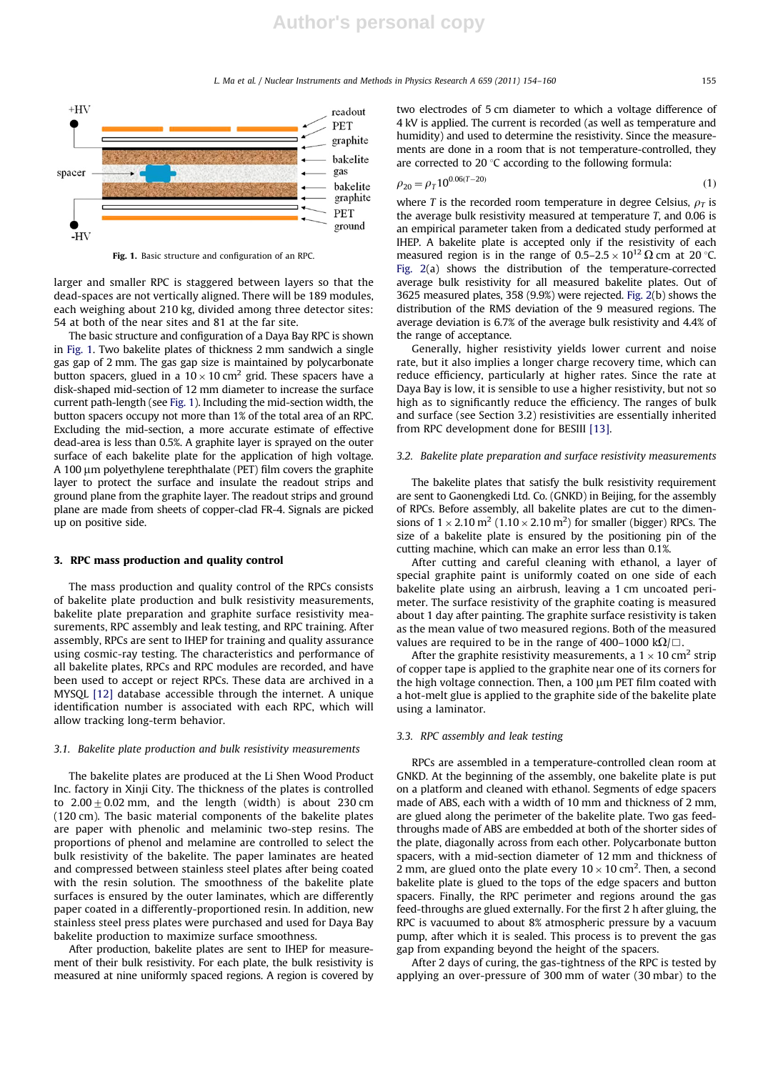+HV

readout

PET

graphite

bakelite

spacer

gas

bakelite

graphite

PET

ground

-HV

**Fig. 1.** Basic structure and configuration of an RPC.

larger and smaller RPC is staggered between layers so that the dead-spaces are not vertically aligned. There will be 189 modules, each weighing about 210 kg, divided among three detector sites: 54 at both of the near sites and 81 at the far site.

The basic structure and configuration of a Daya Bay RPC is shown in Fig. 1. Two bakelite plates of thickness 2 mm sandwich a single gas gap of 2 mm. The gas gap size is maintained by polycarbonate button spacers, glued in a $10 \times 10\ \text{cm}^2$ grid. These spacers have a disk-shaped mid-section of 12 mm diameter to increase the surface current path-length (see Fig. 1). Including the mid-section width, the button spacers occupy not more than 1% of the total area of an RPC. Excluding the mid-section, a more accurate estimate of effective dead-area is less than 0.5%. A graphite layer is sprayed on the outer surface of each bakelite plate for the application of high voltage. A 100 μm polyethylene terephthalate (PET) film covers the graphite layer to protect the surface and insulate the readout strips and ground plane from the graphite layer. The readout strips and ground plane are made from sheets of copper-clad FR-4. Signals are picked up on positive side.

## 3. RPC mass production and quality control

The mass production and quality control of the RPCs consists of bakelite plate production and bulk resistivity measurements, bakelite plate preparation and graphite surface resistivity measurements, RPC assembly and leak testing, and RPC training. After assembly, RPCs are sent to IHEP for training and quality assurance using cosmic-ray testing. The characteristics and performance of all bakelite plates, RPCs and RPC modules are recorded, and have been used to accept or reject RPCs. These data are archived in a MYSQL [12] database accessible through the internet. A unique identification number is associated with each RPC, which will allow tracking long-term behavior.

### 3.1. Bakelite plate production and bulk resistivity measurements

The bakelite plates are produced at the Li Shen Wood Product Inc. factory in Xinji City. The thickness of the plates is controlled to $2.00 \pm 0.02$ mm, and the length (width) is about 230 cm (120 cm). The basic material components of the bakelite plates are paper with phenolic and melaminic two-step resins. The proportions of phenol and melamine are controlled to select the bulk resistivity of the bakelite. The paper laminates are heated and compressed between stainless steel plates after being coated with the resin solution. The smoothness of the bakelite plate surfaces is ensured by the outer laminates, which are differently paper coated in a differently-proportioned resin. In addition, new stainless steel press plates were purchased and used for Daya Bay bakelite production to maximize surface smoothness.

After production, bakelite plates are sent to IHEP for measurement of their bulk resistivity. For each plate, the bulk resistivity is measured at nine uniformly spaced regions. A region is covered by two electrodes of 5 cm diameter to which a voltage difference of 4 kV is applied. The current is recorded (as well as temperature and humidity) and used to determine the resistivity. Since the measurements are done in a room that is not temperature-controlled, they are corrected to 20 °C according to the following formula:

$$\rho_{20} = \rho_T 10^{0.06(T-20)} \tag{1}$$

where $T$ is the recorded room temperature in degree Celsius, $\rho_T$ is the average bulk resistivity measured at temperature $T$, and 0.06 is an empirical parameter taken from a dedicated study performed at IHEP. A bakelite plate is accepted only if the resistivity of each measured region is in the range of $0.5\text{–}2.5 \times 10^{12}\ \Omega\,\text{cm}$ at 20 °C. Fig. 2(a) shows the distribution of the temperature-corrected average bulk resistivity for all measured bakelite plates. Out of 3625 measured plates, 358 (9.9%) were rejected. Fig. 2(b) shows the distribution of the RMS deviation of the 9 measured regions. The average deviation is 6.7% of the average bulk resistivity and 4.4% of the range of acceptance.

Generally, higher resistivity yields lower current and noise rate, but it also implies a longer charge recovery time, which can reduce efficiency, particularly at higher rates. Since the rate at Daya Bay is low, it is sensible to use a higher resistivity, but not so high as to significantly reduce the efficiency. The ranges of bulk and surface (see Section 3.2) resistivities are essentially inherited from RPC development done for BESIII [13].

### 3.2. Bakelite plate preparation and surface resistivity measurements

The bakelite plates that satisfy the bulk resistivity requirement are sent to Gaonengkedi Ltd. Co. (GNKD) in Beijing, for the assembly of RPCs. Before assembly, all bakelite plates are cut to the dimensions of $1 \times 2.10\ \text{m}^2$ ($1.10 \times 2.10\ \text{m}^2$) for smaller (bigger) RPCs. The size of a bakelite plate is ensured by the positioning pin of the cutting machine, which can make an error less than 0.1%.

After cutting and careful cleaning with ethanol, a layer of special graphite paint is uniformly coated on one side of each bakelite plate using an airbrush, leaving a 1 cm uncoated perimeter. The surface resistivity of the graphite coating is measured about 1 day after painting. The graphite surface resistivity is taken as the mean value of two measured regions. Both of the measured values are required to be in the range of 400–1000 kΩ/□.

After the graphite resistivity measurements, a $1 \times 10\ \text{cm}^2$ strip of copper tape is applied to the graphite near one of its corners for the high voltage connection. Then, a 100 μm PET film coated with a hot-melt glue is applied to the graphite side of the bakelite plate using a laminator.

### 3.3. RPC assembly and leak testing

RPCs are assembled in a temperature-controlled clean room at GNKD. At the beginning of the assembly, one bakelite plate is put on a platform and cleaned with ethanol. Segments of edge spacers made of ABS, each with a width of 10 mm and thickness of 2 mm, are glued along the perimeter of the bakelite plate. Two gas feed-throughs made of ABS are embedded at both of the shorter sides of the plate, diagonally across from each other. Polycarbonate button spacers, with a mid-section diameter of 12 mm and thickness of 2 mm, are glued onto the plate every $10 \times 10\ \text{cm}^2$. Then, a second bakelite plate is glued to the tops of the edge spacers and button spacers. Finally, the RPC perimeter and regions around the gas feed-throughs are glued externally. For the first 2 h after gluing, the RPC is vacuumed to about 8% atmospheric pressure by a vacuum pump, after which it is sealed. This process is to prevent the gas gap from expanding beyond the height of the spacers.

After 2 days of curing, the gas-tightness of the RPC is tested by applying an over-pressure of 300 mm of water (30 mbar) to the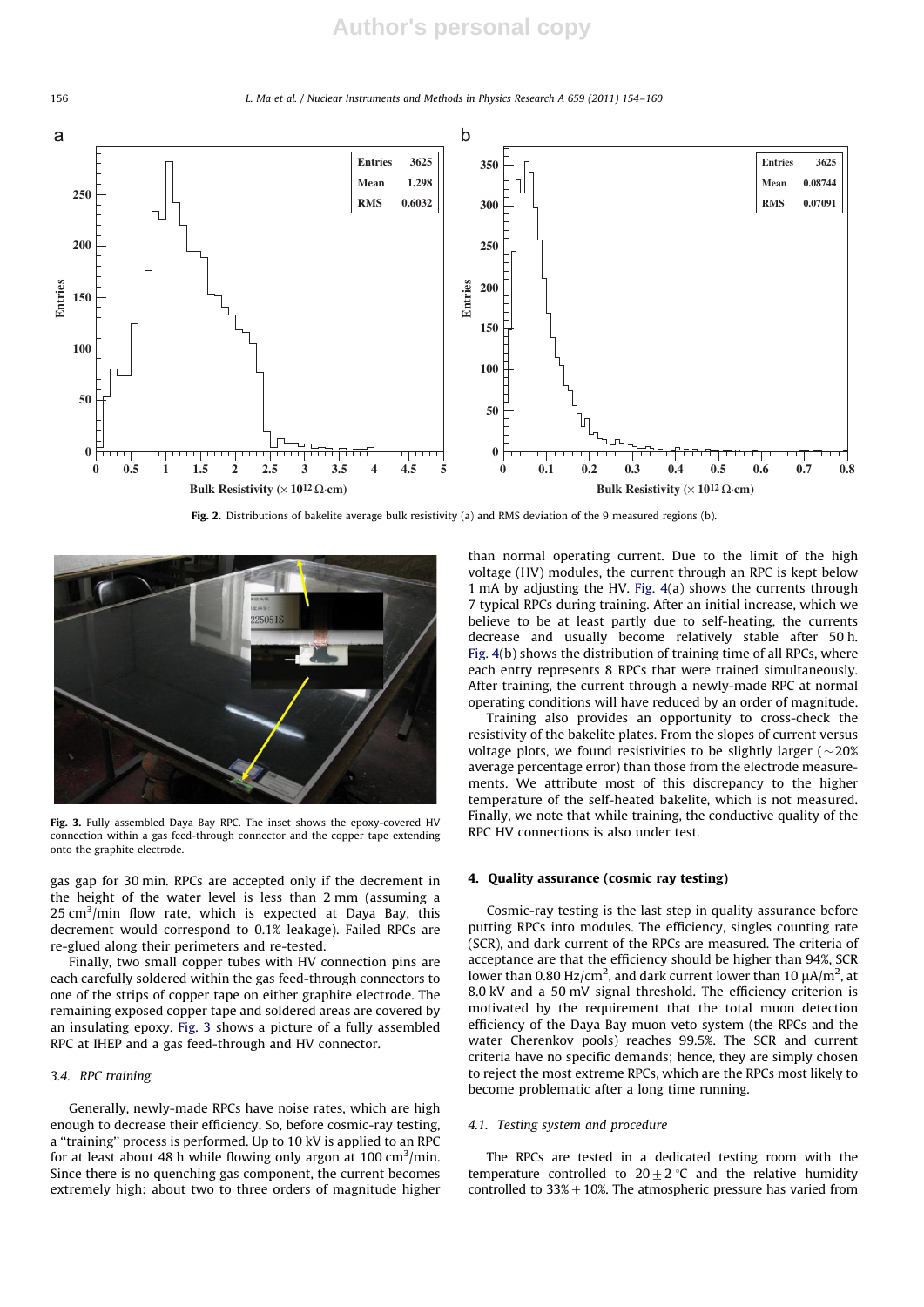a

Entries 3625
Mean 1.298
RMS 0.6032

Entries

Bulk Resistivity ($\times 10^{12}\,\Omega\cdot$cm)

b

Entries 3625
Mean 0.08744
RMS 0.07091

Entries

Bulk Resistivity ($\times 10^{12}\,\Omega\cdot$cm)

**Fig. 2.** Distributions of bakelite average bulk resistivity (a) and RMS deviation of the 9 measured regions (b).

**Fig. 3.** Fully assembled Daya Bay RPC. The inset shows the epoxy-covered HV connection within a gas feed-through connector and the copper tape extending onto the graphite electrode.

gas gap for 30 min. RPCs are accepted only if the decrement in the height of the water level is less than 2 mm (assuming a 25 $cm^3$/min flow rate, which is expected at Daya Bay, this decrement would correspond to 0.1% leakage). Failed RPCs are re-glued along their perimeters and re-tested.

Finally, two small copper tubes with HV connection pins are each carefully soldered within the gas feed-through connectors to one of the strips of copper tape on either graphite electrode. The remaining exposed copper tape and soldered areas are covered by an insulating epoxy. Fig. 3 shows a picture of a fully assembled RPC at IHEP and a gas feed-through and HV connector.

### *3.4. RPC training*

Generally, newly-made RPCs have noise rates, which are high enough to decrease their efficiency. So, before cosmic-ray testing, a "training" process is performed. Up to 10 kV is applied to an RPC for at least about 48 h while flowing only argon at 100 $cm^3$/min. Since there is no quenching gas component, the current becomes extremely high: about two to three orders of magnitude higher than normal operating current. Due to the limit of the high voltage (HV) modules, the current through an RPC is kept below 1 mA by adjusting the HV. Fig. 4(a) shows the currents through 7 typical RPCs during training. After an initial increase, which we believe to be at least partly due to self-heating, the currents decrease and usually become relatively stable after 50 h. Fig. 4(b) shows the distribution of training time of all RPCs, where each entry represents 8 RPCs that were trained simultaneously. After training, the current through a newly-made RPC at normal operating conditions will have reduced by an order of magnitude.

Training also provides an opportunity to cross-check the resistivity of the bakelite plates. From the slopes of current versus voltage plots, we found resistivities to be slightly larger ($\sim$20% average percentage error) than those from the electrode measurements. We attribute most of this discrepancy to the higher temperature of the self-heated bakelite, which is not measured. Finally, we note that while training, the conductive quality of the RPC HV connections is also under test.

## 4. Quality assurance (cosmic ray testing)

Cosmic-ray testing is the last step in quality assurance before putting RPCs into modules. The efficiency, singles counting rate (SCR), and dark current of the RPCs are measured. The criteria of acceptance are that the efficiency should be higher than 94%, SCR lower than 0.80 Hz/$cm^2$, and dark current lower than 10 $\mu A/m^2$, at 8.0 kV and a 50 mV signal threshold. The efficiency criterion is motivated by the requirement that the total muon detection efficiency of the Daya Bay muon veto system (the RPCs and the water Cherenkov pools) reaches 99.5%. The SCR and current criteria have no specific demands; hence, they are simply chosen to reject the most extreme RPCs, which are the RPCs most likely to become problematic after a long time running.

### *4.1. Testing system and procedure*

The RPCs are tested in a dedicated testing room with the temperature controlled to $20 \pm 2\,^{\circ}$C and the relative humidity controlled to $33\% \pm 10\%$. The atmospheric pressure has varied from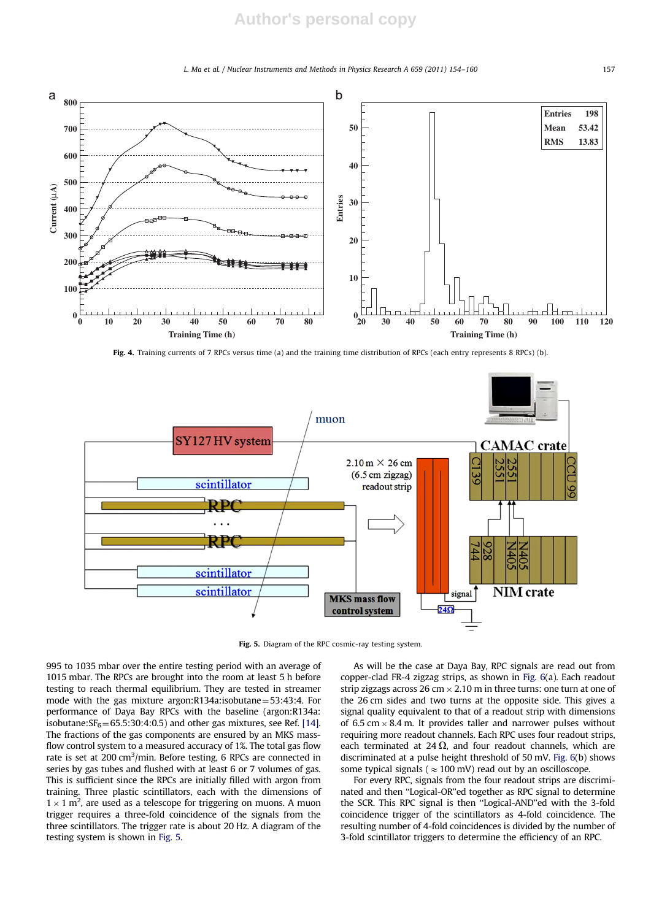Author's personal copy

a

800
700
600
500
400
300
200
100
0

Current (μA)

0 10 20 30 40 50 60 70 80

Training Time (h)

b

Entries 198
Mean 53.42
RMS 13.83

50
40
30
20
10
0

Entries

20 30 40 50 60 70 80 90 100 110 120

Training Time (h)

**Fig. 4.** Training currents of 7 RPCs versus time (a) and the training time distribution of RPCs (each entry represents 8 RPCs) (b).

muon

SY127 HV system

CAMAC crate

C139 2551 2551 CCU 99

2.10 m × 26 cm
(6.5 cm zigzag)
readout strip

scintillator

RPC

. . .

RPC

scintillator

scintillator

MKS mass flow control system

signal

24Ω

744 928 N405 N405

NIM crate

**Fig. 5.** Diagram of the RPC cosmic-ray testing system.

995 to 1035 mbar over the entire testing period with an average of 1015 mbar. The RPCs are brought into the room at least 5 h before testing to reach thermal equilibrium. They are tested in streamer mode with the gas mixture argon:R134a:isobutane = 53:43:4. For performance of Daya Bay RPCs with the baseline (argon:R134a: isobutane:$SF_6$ = 65.5:30:4:0.5) and other gas mixtures, see Ref. [14]. The fractions of the gas components are ensured by an MKS mass-flow control system to a measured accuracy of 1%. The total gas flow rate is set at 200 $cm^3$/min. Before testing, 6 RPCs are connected in series by gas tubes and flushed with at least 6 or 7 volumes of gas. This is sufficient since the RPCs are initially filled with argon from training. Three plastic scintillators, each with the dimensions of $1 \times 1$ $m^2$, are used as a telescope for triggering on muons. A muon trigger requires a three-fold coincidence of the signals from the three scintillators. The trigger rate is about 20 Hz. A diagram of the testing system is shown in Fig. 5.

As will be the case at Daya Bay, RPC signals are read out from copper-clad FR-4 zigzag strips, as shown in Fig. 6(a). Each readout strip zigzags across 26 cm × 2.10 m in three turns: one turn at one of the 26 cm sides and two turns at the opposite side. This gives a signal quality equivalent to that of a readout strip with dimensions of 6.5 cm × 8.4 m. It provides taller and narrower pulses without requiring more readout channels. Each RPC uses four readout strips, each terminated at 24 Ω, and four readout channels, which are discriminated at a pulse height threshold of 50 mV. Fig. 6(b) shows some typical signals (≈ 100 mV) read out by an oscilloscope.

For every RPC, signals from the four readout strips are discriminated and then "Logical-OR"ed together as RPC signal to determine the SCR. This RPC signal is then "Logical-AND"ed with the 3-fold coincidence trigger of the scintillators as 4-fold coincidence. The resulting number of 4-fold coincidences is divided by the number of 3-fold scintillator triggers to determine the efficiency of an RPC.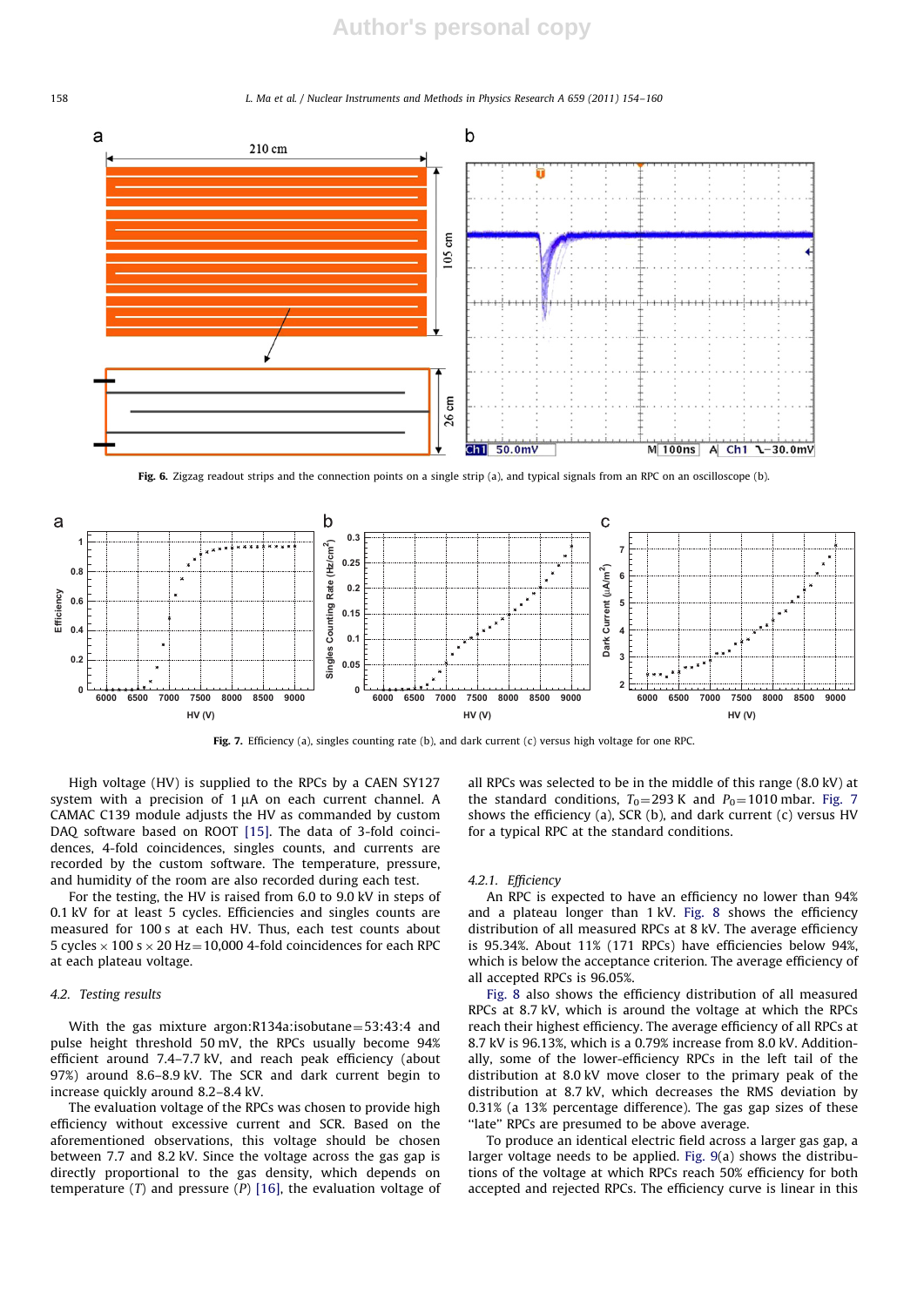**Fig. 6.** Zigzag readout strips and the connection points on a single strip (a), and typical signals from an RPC on an oscilloscope (b).

**Fig. 7.** Efficiency (a), singles counting rate (b), and dark current (c) versus high voltage for one RPC.

High voltage (HV) is supplied to the RPCs by a CAEN SY127 system with a precision of 1 μA on each current channel. A CAMAC C139 module adjusts the HV as commanded by custom DAQ software based on ROOT [15]. The data of 3-fold coincidences, 4-fold coincidences, singles counts, and currents are recorded by the custom software. The temperature, pressure, and humidity of the room are also recorded during each test.

For the testing, the HV is raised from 6.0 to 9.0 kV in steps of 0.1 kV for at least 5 cycles. Efficiencies and singles counts are measured for 100 s at each HV. Thus, each test counts about 5 cycles × 100 s × 20 Hz = 10,000 4-fold coincidences for each RPC at each plateau voltage.

## 4.2. Testing results

With the gas mixture argon:R134a:isobutane = 53:43:4 and pulse height threshold 50 mV, the RPCs usually become 94% efficient around 7.4–7.7 kV, and reach peak efficiency (about 97%) around 8.6–8.9 kV. The SCR and dark current begin to increase quickly around 8.2–8.4 kV.

The evaluation voltage of the RPCs was chosen to provide high efficiency without excessive current and SCR. Based on the aforementioned observations, this voltage should be chosen between 7.7 and 8.2 kV. Since the voltage across the gas gap is directly proportional to the gas density, which depends on temperature ($T$) and pressure ($P$) [16], the evaluation voltage of all RPCs was selected to be in the middle of this range (8.0 kV) at the standard conditions, $T_0 = 293$ K and $P_0 = 1010$ mbar. Fig. 7 shows the efficiency (a), SCR (b), and dark current (c) versus HV for a typical RPC at the standard conditions.

### 4.2.1. Efficiency

An RPC is expected to have an efficiency no lower than 94% and a plateau longer than 1 kV. Fig. 8 shows the efficiency distribution of all measured RPCs at 8 kV. The average efficiency is 95.34%. About 11% (171 RPCs) have efficiencies below 94%, which is below the acceptance criterion. The average efficiency of all accepted RPCs is 96.05%.

Fig. 8 also shows the efficiency distribution of all measured RPCs at 8.7 kV, which is around the voltage at which the RPCs reach their highest efficiency. The average efficiency of all RPCs at 8.7 kV is 96.13%, which is a 0.79% increase from 8.0 kV. Additionally, some of the lower-efficiency RPCs in the left tail of the distribution at 8.0 kV move closer to the primary peak of the distribution at 8.7 kV, which decreases the RMS deviation by 0.31% (a 13% percentage difference). The gas gap sizes of these "late" RPCs are presumed to be above average.

To produce an identical electric field across a larger gas gap, a larger voltage needs to be applied. Fig. 9(a) shows the distributions of the voltage at which RPCs reach 50% efficiency for both accepted and rejected RPCs. The efficiency curve is linear in this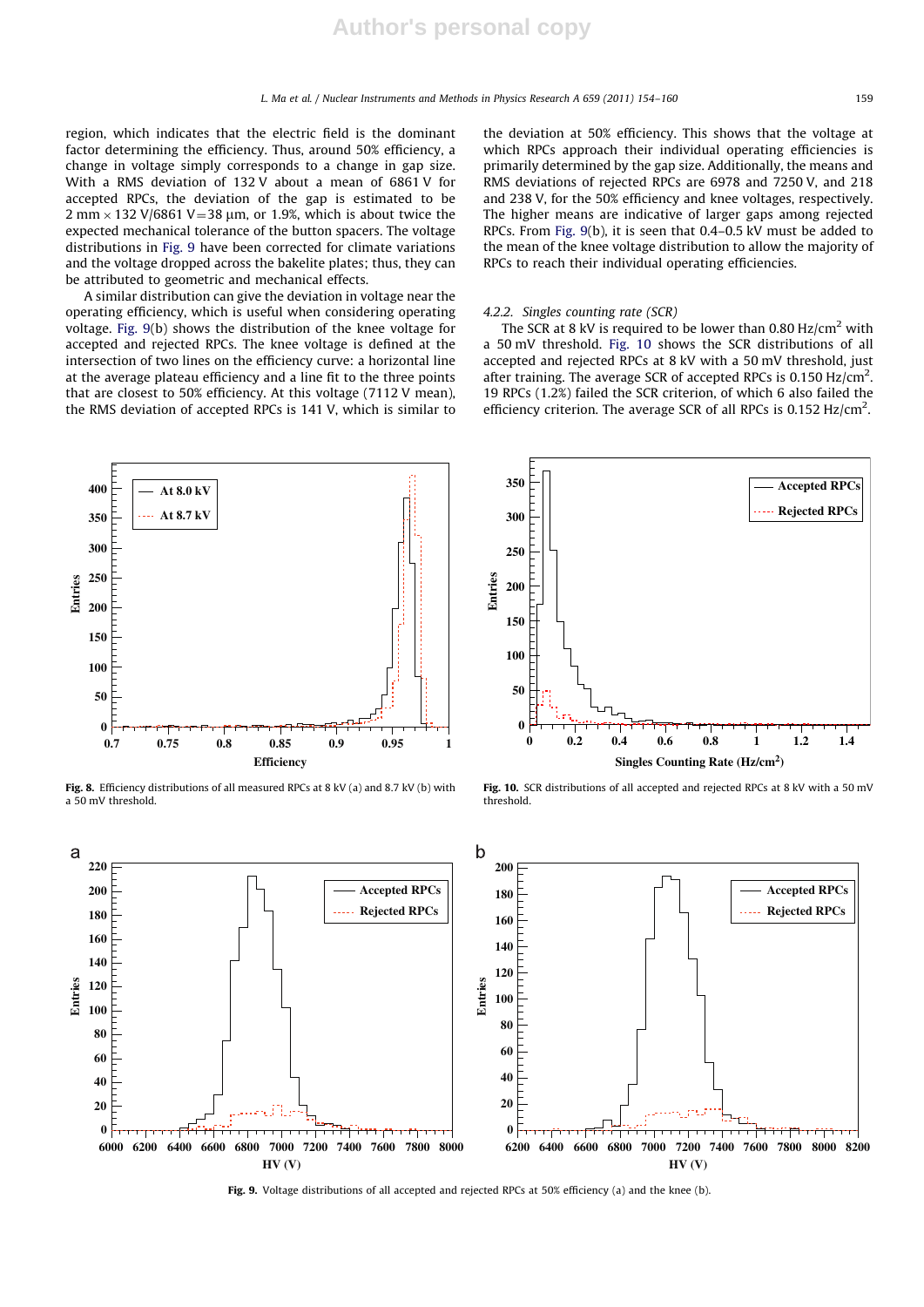region, which indicates that the electric field is the dominant factor determining the efficiency. Thus, around 50% efficiency, a change in voltage simply corresponds to a change in gap size. With a RMS deviation of 132 V about a mean of 6861 V for accepted RPCs, the deviation of the gap is estimated to be 2 mm × 132 V/6861 V = 38 μm, or 1.9%, which is about twice the expected mechanical tolerance of the button spacers. The voltage distributions in Fig. 9 have been corrected for climate variations and the voltage dropped across the bakelite plates; thus, they can be attributed to geometric and mechanical effects.

A similar distribution can give the deviation in voltage near the operating efficiency, which is useful when considering operating voltage. Fig. 9(b) shows the distribution of the knee voltage for accepted and rejected RPCs. The knee voltage is defined at the intersection of two lines on the efficiency curve: a horizontal line at the average plateau efficiency and a line fit to the three points that are closest to 50% efficiency. At this voltage (7112 V mean), the RMS deviation of accepted RPCs is 141 V, which is similar to the deviation at 50% efficiency. This shows that the voltage at which RPCs approach their individual operating efficiencies is primarily determined by the gap size. Additionally, the means and RMS deviations of rejected RPCs are 6978 and 7250 V, and 218 and 238 V, for the 50% efficiency and knee voltages, respectively. The higher means are indicative of larger gaps among rejected RPCs. From Fig. 9(b), it is seen that 0.4–0.5 kV must be added to the mean of the knee voltage distribution to allow the majority of RPCs to reach their individual operating efficiencies.

#### 4.2.2. Singles counting rate (SCR)

The SCR at 8 kV is required to be lower than 0.80 $Hz/cm^2$ with a 50 mV threshold. Fig. 10 shows the SCR distributions of all accepted and rejected RPCs at 8 kV with a 50 mV threshold, just after training. The average SCR of accepted RPCs is 0.150 $Hz/cm^2$. 19 RPCs (1.2%) failed the SCR criterion, of which 6 also failed the efficiency criterion. The average SCR of all RPCs is 0.152 $Hz/cm^2$.

At 8.0 kV
At 8.7 kV
Entries
Efficiency

**Fig. 8.** Efficiency distributions of all measured RPCs at 8 kV (a) and 8.7 kV (b) with a 50 mV threshold.

Accepted RPCs
Rejected RPCs
Entries
Singles Counting Rate ($Hz/cm^2$)

**Fig. 10.** SCR distributions of all accepted and rejected RPCs at 8 kV with a 50 mV threshold.

a
Accepted RPCs
Rejected RPCs
Entries
HV (V)

b
Accepted RPCs
Rejected RPCs
Entries
HV (V)

**Fig. 9.** Voltage distributions of all accepted and rejected RPCs at 50% efficiency (a) and the knee (b).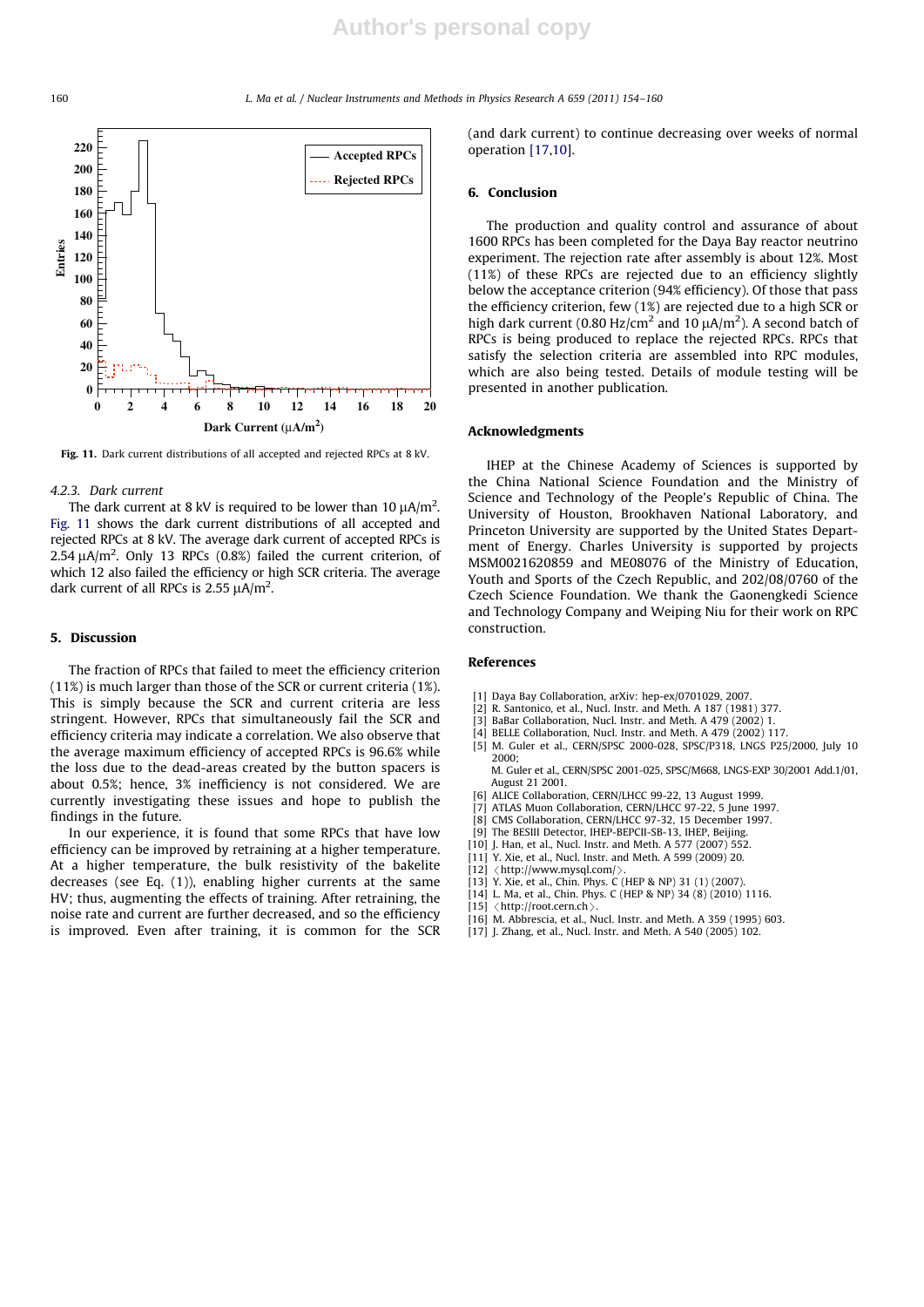220
200
180
160
140
120
100
80
60
40
20
0

Entries

0 2 4 6 8 10 12 14 16 18 20

Dark Current ($\mu A/m^2$)

Accepted RPCs

Rejected RPCs

Fig. 11. Dark current distributions of all accepted and rejected RPCs at 8 kV.

#### 4.2.3. Dark current

The dark current at 8 kV is required to be lower than 10 $\mu A/m^2$. Fig. 11 shows the dark current distributions of all accepted and rejected RPCs at 8 kV. The average dark current of accepted RPCs is 2.54 $\mu A/m^2$. Only 13 RPCs (0.8%) failed the current criterion, of which 12 also failed the efficiency or high SCR criteria. The average dark current of all RPCs is 2.55 $\mu A/m^2$.

## 5. Discussion

The fraction of RPCs that failed to meet the efficiency criterion (11%) is much larger than those of the SCR or current criteria (1%). This is simply because the SCR and current criteria are less stringent. However, RPCs that simultaneously fail the SCR and efficiency criteria may indicate a correlation. We also observe that the average maximum efficiency of accepted RPCs is 96.6% while the loss due to the dead-areas created by the button spacers is about 0.5%; hence, 3% inefficiency is not considered. We are currently investigating these issues and hope to publish the findings in the future.

In our experience, it is found that some RPCs that have low efficiency can be improved by retraining at a higher temperature. At a higher temperature, the bulk resistivity of the bakelite decreases (see Eq. (1)), enabling higher currents at the same HV; thus, augmenting the effects of training. After retraining, the noise rate and current are further decreased, and so the efficiency is improved. Even after training, it is common for the SCR (and dark current) to continue decreasing over weeks of normal operation [17,10].

## 6. Conclusion

The production and quality control and assurance of about 1600 RPCs has been completed for the Daya Bay reactor neutrino experiment. The rejection rate after assembly is about 12%. Most (11%) of these RPCs are rejected due to an efficiency slightly below the acceptance criterion (94% efficiency). Of those that pass the efficiency criterion, few (1%) are rejected due to a high SCR or high dark current (0.80 $Hz/cm^2$ and 10 $\mu A/m^2$). A second batch of RPCs is being produced to replace the rejected RPCs. RPCs that satisfy the selection criteria are assembled into RPC modules, which are also being tested. Details of module testing will be presented in another publication.

## Acknowledgments

IHEP at the Chinese Academy of Sciences is supported by the China National Science Foundation and the Ministry of Science and Technology of the People's Republic of China. The University of Houston, Brookhaven National Laboratory, and Princeton University are supported by the United States Department of Energy. Charles University is supported by projects MSM0021620859 and ME08076 of the Ministry of Education, Youth and Sports of the Czech Republic, and 202/08/0760 of the Czech Science Foundation. We thank the Gaonengkedi Science and Technology Company and Weiping Niu for their work on RPC construction.

## References

[1] Daya Bay Collaboration, arXiv: hep-ex/0701029, 2007.
[2] R. Santonico, et al., Nucl. Instr. and Meth. A 187 (1981) 377.
[3] BaBar Collaboration, Nucl. Instr. and Meth. A 479 (2002) 1.
[4] BELLE Collaboration, Nucl. Instr. and Meth. A 479 (2002) 117.
[5] M. Guler et al., CERN/SPSC 2000-028, SPSC/P318, LNGS P25/2000, July 10 2000;
M. Guler et al., CERN/SPSC 2001-025, SPSC/M668, LNGS-EXP 30/2001 Add.1/01, August 21 2001.
[6] ALICE Collaboration, CERN/LHCC 99-22, 13 August 1999.
[7] ATLAS Muon Collaboration, CERN/LHCC 97-22, 5 June 1997.
[8] CMS Collaboration, CERN/LHCC 97-32, 15 December 1997.
[9] The BESIII Detector, IHEP-BEPCII-SB-13, IHEP, Beijing.
[10] J. Han, et al., Nucl. Instr. and Meth. A 577 (2007) 552.
[11] Y. Xie, et al., Nucl. Instr. and Meth. A 599 (2009) 20.
[12] 〈http://www.mysql.com/〉.
[13] Y. Xie, et al., Chin. Phys. C (HEP & NP) 31 (1) (2007).
[14] L. Ma, et al., Chin. Phys. C (HEP & NP) 34 (8) (2010) 1116.
[15] 〈http://root.cern.ch〉.
[16] M. Abbrescia, et al., Nucl. Instr. and Meth. A 359 (1995) 603.
[17] J. Zhang, et al., Nucl. Instr. and Meth. A 540 (2005) 102.